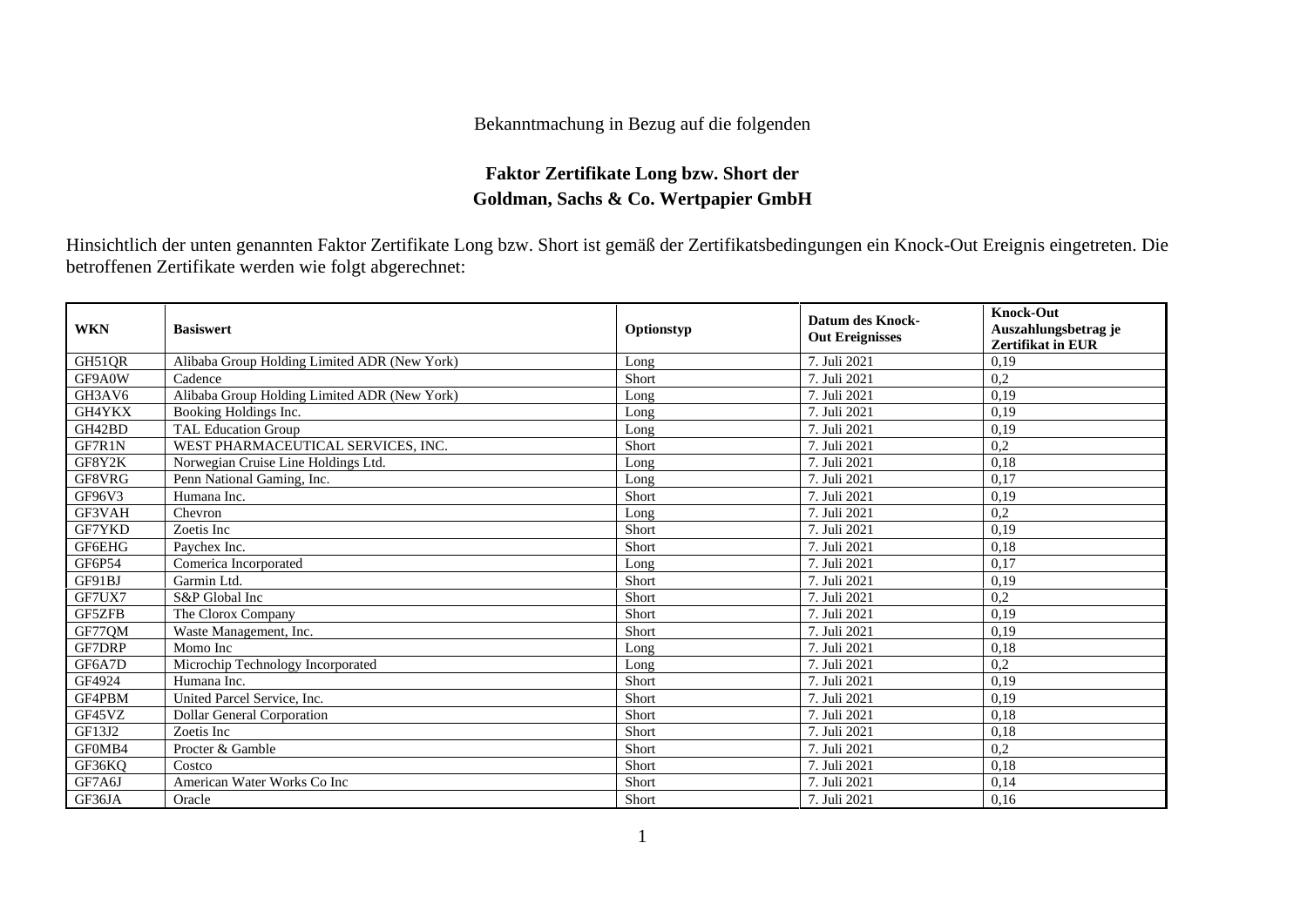Bekanntmachung in Bezug auf die folgenden

**Faktor Zertifikate Long bzw. Short der Goldman, Sachs & Co. Wertpapier GmbH**

Hinsichtlich der unten genannten Faktor Zertifikate Long bzw. Short ist gemäß der Zertifikatsbedingungen ein Knock-Out Ereignis eingetreten. Die betroffenen Zertifikate werden wie folgt abgerechnet:

| WKN | Basiswert | Optionstyp | Datum des Knock-Out Ereignisses | Knock-Out Auszahlungsbetrag je Zertifikat in EUR |
|---|---|---|---|---|
| GH51QR | Alibaba Group Holding Limited ADR (New York) | Long | 7. Juli 2021 | 0,19 |
| GF9A0W | Cadence | Short | 7. Juli 2021 | 0,2 |
| GH3AV6 | Alibaba Group Holding Limited ADR (New York) | Long | 7. Juli 2021 | 0,19 |
| GH4YKX | Booking Holdings Inc. | Long | 7. Juli 2021 | 0,19 |
| GH42BD | TAL Education Group | Long | 7. Juli 2021 | 0,19 |
| GF7R1N | WEST PHARMACEUTICAL SERVICES, INC. | Short | 7. Juli 2021 | 0,2 |
| GF8Y2K | Norwegian Cruise Line Holdings Ltd. | Long | 7. Juli 2021 | 0,18 |
| GF8VRG | Penn National Gaming, Inc. | Long | 7. Juli 2021 | 0,17 |
| GF96V3 | Humana Inc. | Short | 7. Juli 2021 | 0,19 |
| GF3VAH | Chevron | Long | 7. Juli 2021 | 0,2 |
| GF7YKD | Zoetis Inc | Short | 7. Juli 2021 | 0,19 |
| GF6EHG | Paychex Inc. | Short | 7. Juli 2021 | 0,18 |
| GF6P54 | Comerica Incorporated | Long | 7. Juli 2021 | 0,17 |
| GF91BJ | Garmin Ltd. | Short | 7. Juli 2021 | 0,19 |
| GF7UX7 | S&P Global Inc | Short | 7. Juli 2021 | 0,2 |
| GF5ZFB | The Clorox Company | Short | 7. Juli 2021 | 0,19 |
| GF77QM | Waste Management, Inc. | Short | 7. Juli 2021 | 0,19 |
| GF7DRP | Momo Inc | Long | 7. Juli 2021 | 0,18 |
| GF6A7D | Microchip Technology Incorporated | Long | 7. Juli 2021 | 0,2 |
| GF4924 | Humana Inc. | Short | 7. Juli 2021 | 0,19 |
| GF4PBM | United Parcel Service, Inc. | Short | 7. Juli 2021 | 0,19 |
| GF45VZ | Dollar General Corporation | Short | 7. Juli 2021 | 0,18 |
| GF13J2 | Zoetis Inc | Short | 7. Juli 2021 | 0,18 |
| GF0MB4 | Procter & Gamble | Short | 7. Juli 2021 | 0,2 |
| GF36KQ | Costco | Short | 7. Juli 2021 | 0,18 |
| GF7A6J | American Water Works Co Inc | Short | 7. Juli 2021 | 0,14 |
| GF36JA | Oracle | Short | 7. Juli 2021 | 0,16 |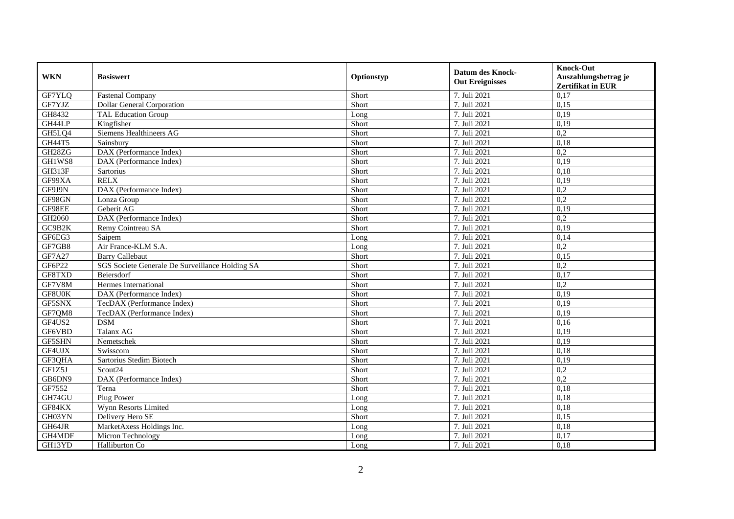| WKN | Basiswert | Optionstyp | Datum des Knock-Out Ereignisses | Knock-Out Auszahlungsbetrag je Zertifikat in EUR |
|---|---|---|---|---|
| GF7YLQ | Fastenal Company | Short | 7. Juli 2021 | 0,17 |
| GF7YJZ | Dollar General Corporation | Short | 7. Juli 2021 | 0,15 |
| GH8432 | TAL Education Group | Long | 7. Juli 2021 | 0,19 |
| GH44LP | Kingfisher | Short | 7. Juli 2021 | 0,19 |
| GH5LQ4 | Siemens Healthineers AG | Short | 7. Juli 2021 | 0,2 |
| GH44T5 | Sainsbury | Short | 7. Juli 2021 | 0,18 |
| GH28ZG | DAX (Performance Index) | Short | 7. Juli 2021 | 0,2 |
| GH1WS8 | DAX (Performance Index) | Short | 7. Juli 2021 | 0,19 |
| GH313F | Sartorius | Short | 7. Juli 2021 | 0,18 |
| GF99XA | RELX | Short | 7. Juli 2021 | 0,19 |
| GF9J9N | DAX (Performance Index) | Short | 7. Juli 2021 | 0,2 |
| GF98GN | Lonza Group | Short | 7. Juli 2021 | 0,2 |
| GF98EE | Geberit AG | Short | 7. Juli 2021 | 0,19 |
| GH2060 | DAX (Performance Index) | Short | 7. Juli 2021 | 0,2 |
| GC9B2K | Remy Cointreau SA | Short | 7. Juli 2021 | 0,19 |
| GF6EG3 | Saipem | Long | 7. Juli 2021 | 0,14 |
| GF7GB8 | Air France-KLM S.A. | Long | 7. Juli 2021 | 0,2 |
| GF7A27 | Barry Callebaut | Short | 7. Juli 2021 | 0,15 |
| GF6P22 | SGS Societe Generale De Surveillance Holding SA | Short | 7. Juli 2021 | 0,2 |
| GF8TXD | Beiersdorf | Short | 7. Juli 2021 | 0,17 |
| GF7V8M | Hermes International | Short | 7. Juli 2021 | 0,2 |
| GF8U0K | DAX (Performance Index) | Short | 7. Juli 2021 | 0,19 |
| GF5SNX | TecDAX (Performance Index) | Short | 7. Juli 2021 | 0,19 |
| GF7QM8 | TecDAX (Performance Index) | Short | 7. Juli 2021 | 0,19 |
| GF4US2 | DSM | Short | 7. Juli 2021 | 0,16 |
| GF6VBD | Talanx AG | Short | 7. Juli 2021 | 0,19 |
| GF5SHN | Nemetschek | Short | 7. Juli 2021 | 0,19 |
| GF4UJX | Swisscom | Short | 7. Juli 2021 | 0,18 |
| GF3QHA | Sartorius Stedim Biotech | Short | 7. Juli 2021 | 0,19 |
| GF1Z5J | Scout24 | Short | 7. Juli 2021 | 0,2 |
| GB6DN9 | DAX (Performance Index) | Short | 7. Juli 2021 | 0,2 |
| GF7552 | Terna | Short | 7. Juli 2021 | 0,18 |
| GH74GU | Plug Power | Long | 7. Juli 2021 | 0,18 |
| GF84KX | Wynn Resorts Limited | Long | 7. Juli 2021 | 0,18 |
| GH03YN | Delivery Hero SE | Short | 7. Juli 2021 | 0,15 |
| GH64JR | MarketAxess Holdings Inc. | Long | 7. Juli 2021 | 0,18 |
| GH4MDF | Micron Technology | Long | 7. Juli 2021 | 0,17 |
| GH13YD | Halliburton Co | Long | 7. Juli 2021 | 0,18 |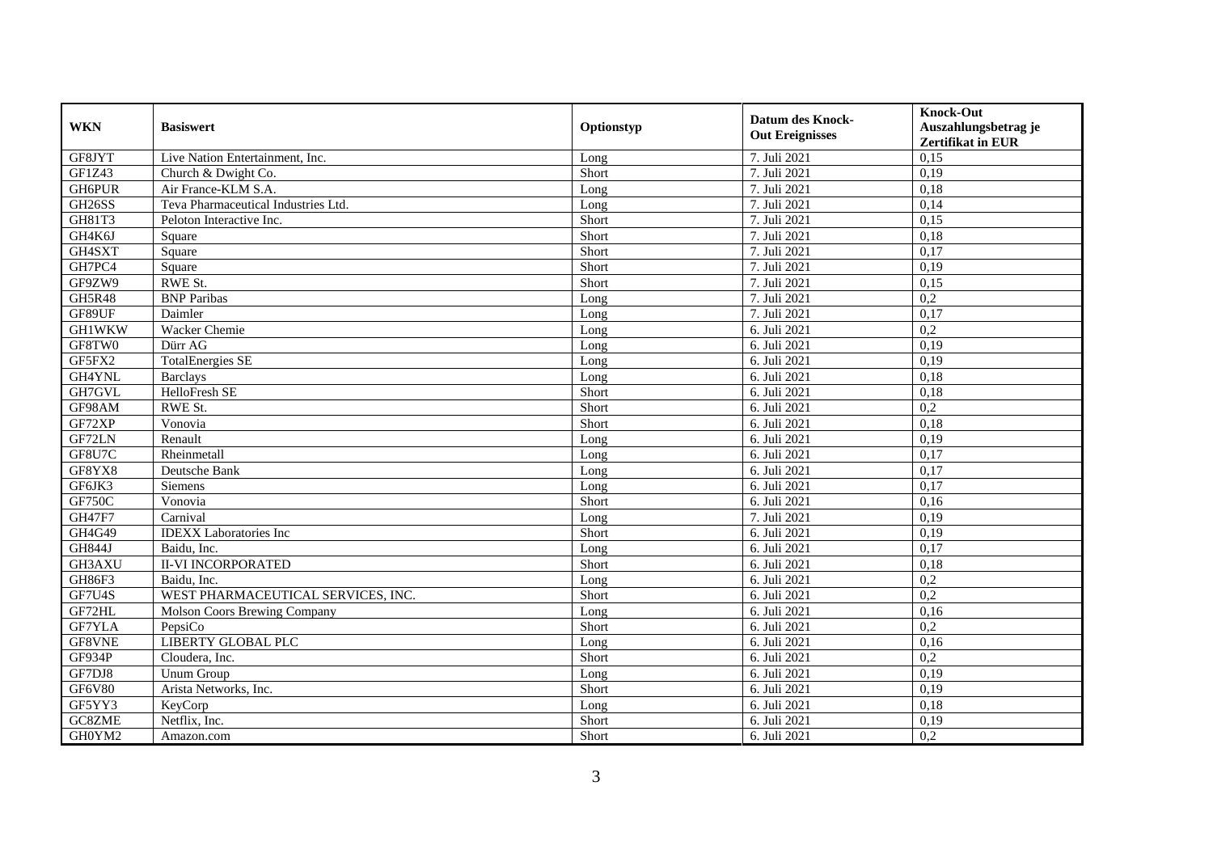| WKN | Basiswert | Optionstyp | Datum des Knock-Out Ereignisses | Knock-Out Auszahlungsbetrag je Zertifikat in EUR |
|---|---|---|---|---|
| GF8JYT | Live Nation Entertainment, Inc. | Long | 7. Juli 2021 | 0,15 |
| GF1Z43 | Church & Dwight Co. | Short | 7. Juli 2021 | 0,19 |
| GH6PUR | Air France-KLM S.A. | Long | 7. Juli 2021 | 0,18 |
| GH26SS | Teva Pharmaceutical Industries Ltd. | Long | 7. Juli 2021 | 0,14 |
| GH81T3 | Peloton Interactive Inc. | Short | 7. Juli 2021 | 0,15 |
| GH4K6J | Square | Short | 7. Juli 2021 | 0,18 |
| GH4SXT | Square | Short | 7. Juli 2021 | 0,17 |
| GH7PC4 | Square | Short | 7. Juli 2021 | 0,19 |
| GF9ZW9 | RWE St. | Short | 7. Juli 2021 | 0,15 |
| GH5R48 | BNP Paribas | Long | 7. Juli 2021 | 0,2 |
| GF89UF | Daimler | Long | 7. Juli 2021 | 0,17 |
| GH1WKW | Wacker Chemie | Long | 6. Juli 2021 | 0,2 |
| GF8TW0 | Dürr AG | Long | 6. Juli 2021 | 0,19 |
| GF5FX2 | TotalEnergies SE | Long | 6. Juli 2021 | 0,19 |
| GH4YNL | Barclays | Long | 6. Juli 2021 | 0,18 |
| GH7GVL | HelloFresh SE | Short | 6. Juli 2021 | 0,18 |
| GF98AM | RWE St. | Short | 6. Juli 2021 | 0,2 |
| GF72XP | Vonovia | Short | 6. Juli 2021 | 0,18 |
| GF72LN | Renault | Long | 6. Juli 2021 | 0,19 |
| GF8U7C | Rheinmetall | Long | 6. Juli 2021 | 0,17 |
| GF8YX8 | Deutsche Bank | Long | 6. Juli 2021 | 0,17 |
| GF6JK3 | Siemens | Long | 6. Juli 2021 | 0,17 |
| GF750C | Vonovia | Short | 6. Juli 2021 | 0,16 |
| GH47F7 | Carnival | Long | 7. Juli 2021 | 0,19 |
| GH4G49 | IDEXX Laboratories Inc | Short | 6. Juli 2021 | 0,19 |
| GH844J | Baidu, Inc. | Long | 6. Juli 2021 | 0,17 |
| GH3AXU | II-VI INCORPORATED | Short | 6. Juli 2021 | 0,18 |
| GH86F3 | Baidu, Inc. | Long | 6. Juli 2021 | 0,2 |
| GF7U4S | WEST PHARMACEUTICAL SERVICES, INC. | Short | 6. Juli 2021 | 0,2 |
| GF72HL | Molson Coors Brewing Company | Long | 6. Juli 2021 | 0,16 |
| GF7YLA | PepsiCo | Short | 6. Juli 2021 | 0,2 |
| GF8VNE | LIBERTY GLOBAL PLC | Long | 6. Juli 2021 | 0,16 |
| GF934P | Cloudera, Inc. | Short | 6. Juli 2021 | 0,2 |
| GF7DJ8 | Unum Group | Long | 6. Juli 2021 | 0,19 |
| GF6V80 | Arista Networks, Inc. | Short | 6. Juli 2021 | 0,19 |
| GF5YY3 | KeyCorp | Long | 6. Juli 2021 | 0,18 |
| GC8ZME | Netflix, Inc. | Short | 6. Juli 2021 | 0,19 |
| GH0YM2 | Amazon.com | Short | 6. Juli 2021 | 0,2 |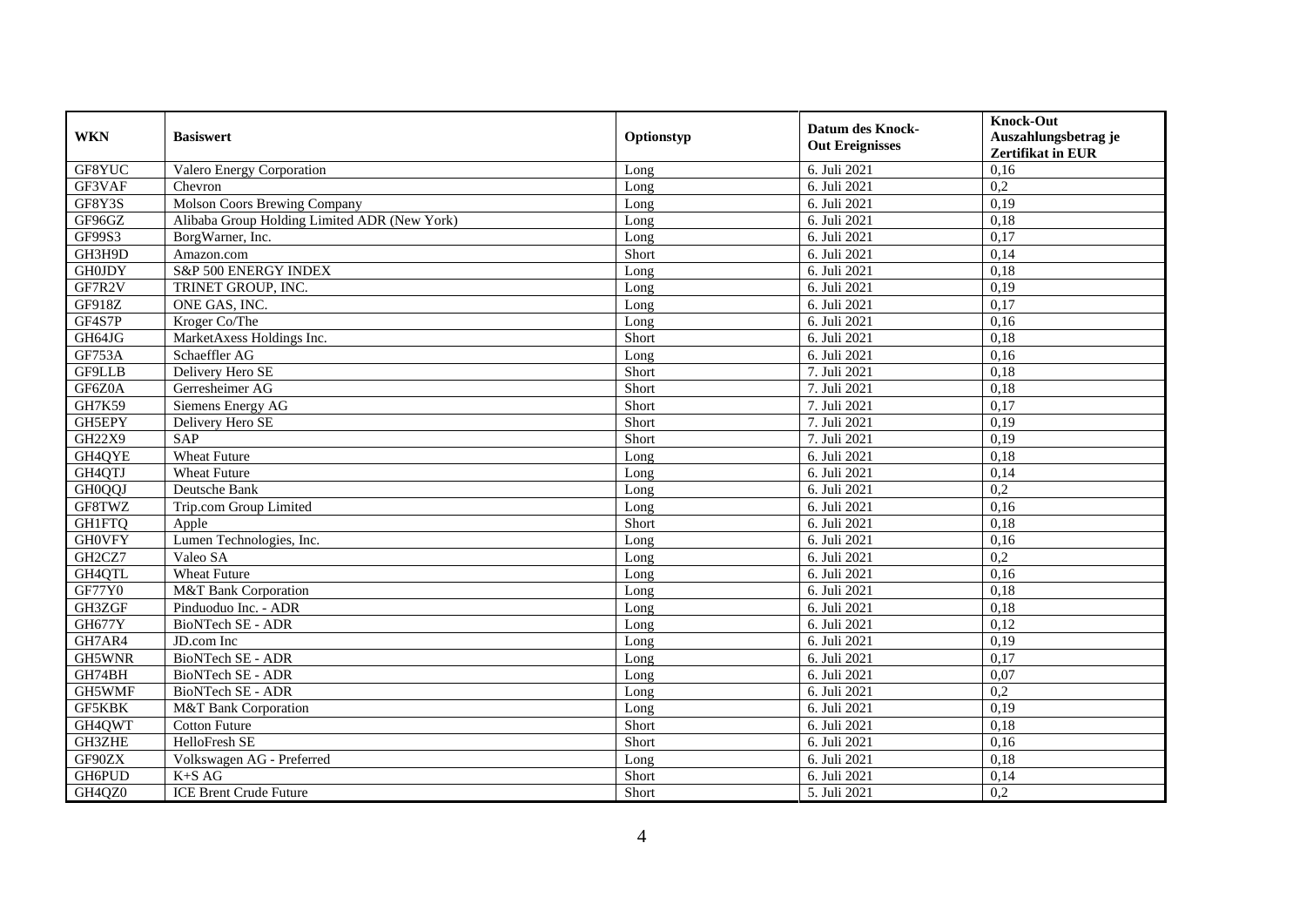| WKN | Basiswert | Optionstyp | Datum des Knock-Out Ereignisses | Knock-Out Auszahlungsbetrag je Zertifikat in EUR |
|---|---|---|---|---|
| GF8YUC | Valero Energy Corporation | Long | 6. Juli 2021 | 0,16 |
| GF3VAF | Chevron | Long | 6. Juli 2021 | 0,2 |
| GF8Y3S | Molson Coors Brewing Company | Long | 6. Juli 2021 | 0,19 |
| GF96GZ | Alibaba Group Holding Limited ADR (New York) | Long | 6. Juli 2021 | 0,18 |
| GF99S3 | BorgWarner, Inc. | Long | 6. Juli 2021 | 0,17 |
| GH3H9D | Amazon.com | Short | 6. Juli 2021 | 0,14 |
| GH0JDY | S&P 500 ENERGY INDEX | Long | 6. Juli 2021 | 0,18 |
| GF7R2V | TRINET GROUP, INC. | Long | 6. Juli 2021 | 0,19 |
| GF918Z | ONE GAS, INC. | Long | 6. Juli 2021 | 0,17 |
| GF4S7P | Kroger Co/The | Long | 6. Juli 2021 | 0,16 |
| GH64JG | MarketAxess Holdings Inc. | Short | 6. Juli 2021 | 0,18 |
| GF753A | Schaeffler AG | Long | 6. Juli 2021 | 0,16 |
| GF9LLB | Delivery Hero SE | Short | 7. Juli 2021 | 0,18 |
| GF6Z0A | Gerresheimer AG | Short | 7. Juli 2021 | 0,18 |
| GH7K59 | Siemens Energy AG | Short | 7. Juli 2021 | 0,17 |
| GH5EPY | Delivery Hero SE | Short | 7. Juli 2021 | 0,19 |
| GH22X9 | SAP | Short | 7. Juli 2021 | 0,19 |
| GH4QYE | Wheat Future | Long | 6. Juli 2021 | 0,18 |
| GH4QTJ | Wheat Future | Long | 6. Juli 2021 | 0,14 |
| GH0QQJ | Deutsche Bank | Long | 6. Juli 2021 | 0,2 |
| GF8TWZ | Trip.com Group Limited | Long | 6. Juli 2021 | 0,16 |
| GH1FTQ | Apple | Short | 6. Juli 2021 | 0,18 |
| GH0VFY | Lumen Technologies, Inc. | Long | 6. Juli 2021 | 0,16 |
| GH2CZ7 | Valeo SA | Long | 6. Juli 2021 | 0,2 |
| GH4QTL | Wheat Future | Long | 6. Juli 2021 | 0,16 |
| GF77Y0 | M&T Bank Corporation | Long | 6. Juli 2021 | 0,18 |
| GH3ZGF | Pinduoduo Inc. - ADR | Long | 6. Juli 2021 | 0,18 |
| GH677Y | BioNTech SE - ADR | Long | 6. Juli 2021 | 0,12 |
| GH7AR4 | JD.com Inc | Long | 6. Juli 2021 | 0,19 |
| GH5WNR | BioNTech SE - ADR | Long | 6. Juli 2021 | 0,17 |
| GH74BH | BioNTech SE - ADR | Long | 6. Juli 2021 | 0,07 |
| GH5WMF | BioNTech SE - ADR | Long | 6. Juli 2021 | 0,2 |
| GF5KBK | M&T Bank Corporation | Long | 6. Juli 2021 | 0,19 |
| GH4QWT | Cotton Future | Short | 6. Juli 2021 | 0,18 |
| GH3ZHE | HelloFresh SE | Short | 6. Juli 2021 | 0,16 |
| GF90ZX | Volkswagen AG - Preferred | Long | 6. Juli 2021 | 0,18 |
| GH6PUD | K+S AG | Short | 6. Juli 2021 | 0,14 |
| GH4QZ0 | ICE Brent Crude Future | Short | 5. Juli 2021 | 0,2 |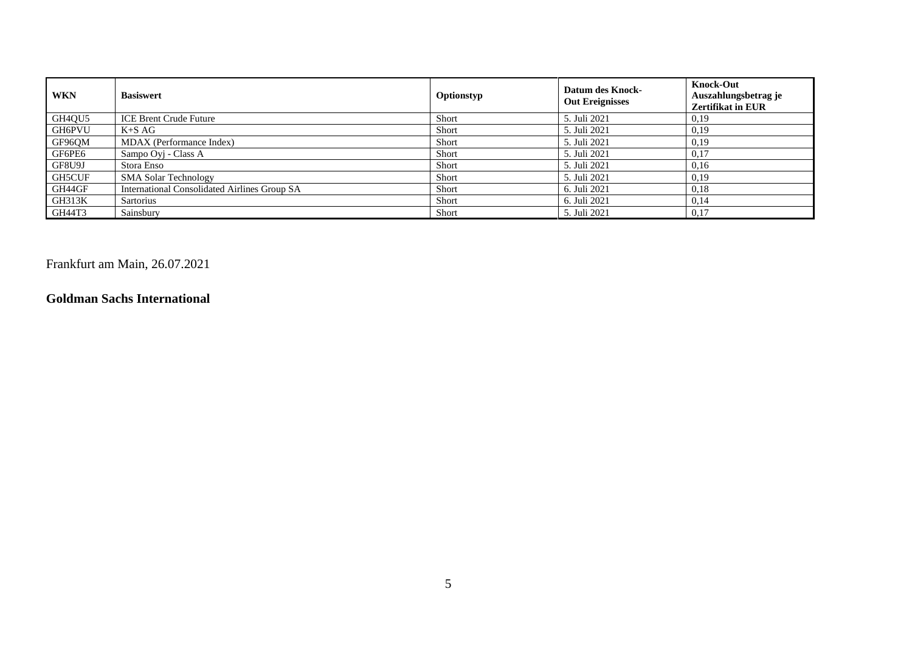| WKN | Basiswert | Optionstyp | Datum des Knock-Out Ereignisses | Knock-Out Auszahlungsbetrag je Zertifikat in EUR |
|---|---|---|---|---|
| GH4QU5 | ICE Brent Crude Future | Short | 5. Juli 2021 | 0,19 |
| GH6PVU | K+S AG | Short | 5. Juli 2021 | 0,19 |
| GF96QM | MDAX (Performance Index) | Short | 5. Juli 2021 | 0,19 |
| GF6PE6 | Sampo Oyj - Class A | Short | 5. Juli 2021 | 0,17 |
| GF8U9J | Stora Enso | Short | 5. Juli 2021 | 0,16 |
| GH5CUF | SMA Solar Technology | Short | 5. Juli 2021 | 0,19 |
| GH44GF | International Consolidated Airlines Group SA | Short | 6. Juli 2021 | 0,18 |
| GH313K | Sartorius | Short | 6. Juli 2021 | 0,14 |
| GH44T3 | Sainsbury | Short | 5. Juli 2021 | 0,17 |

Frankfurt am Main, 26.07.2021

**Goldman Sachs International**